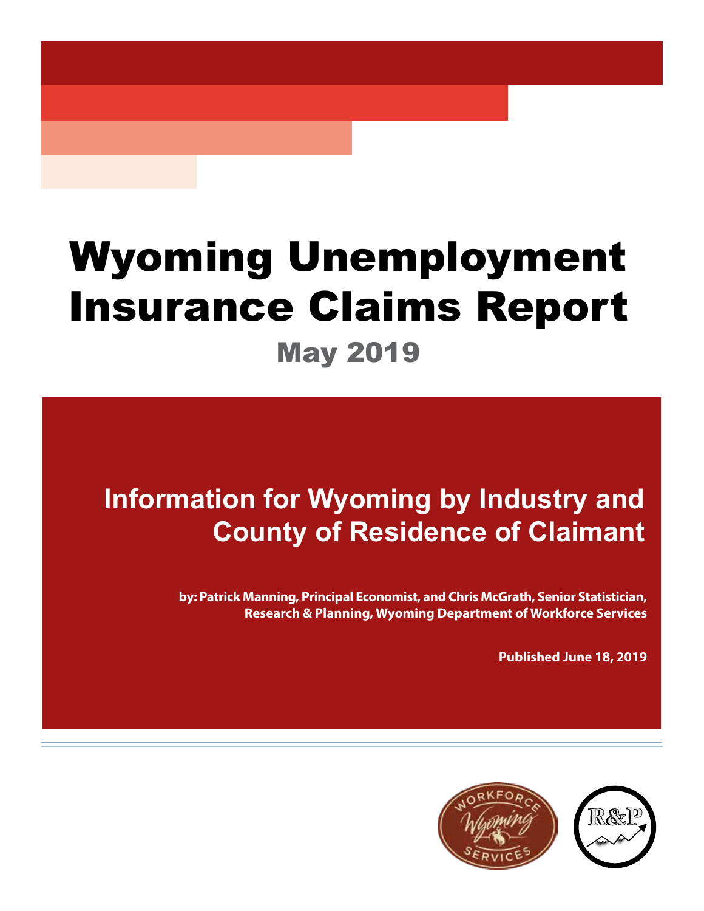# Wyoming Unemployment Insurance Claims Report

## May 2019

### Information for Wyoming by Industry and County of Residence of Claimant

**by: Patrick Manning, Principal Economist, and Chris McGrath, Senior Statistician, Research & Planning, Wyoming Department of Workforce Services**

**Published June 18, 2019**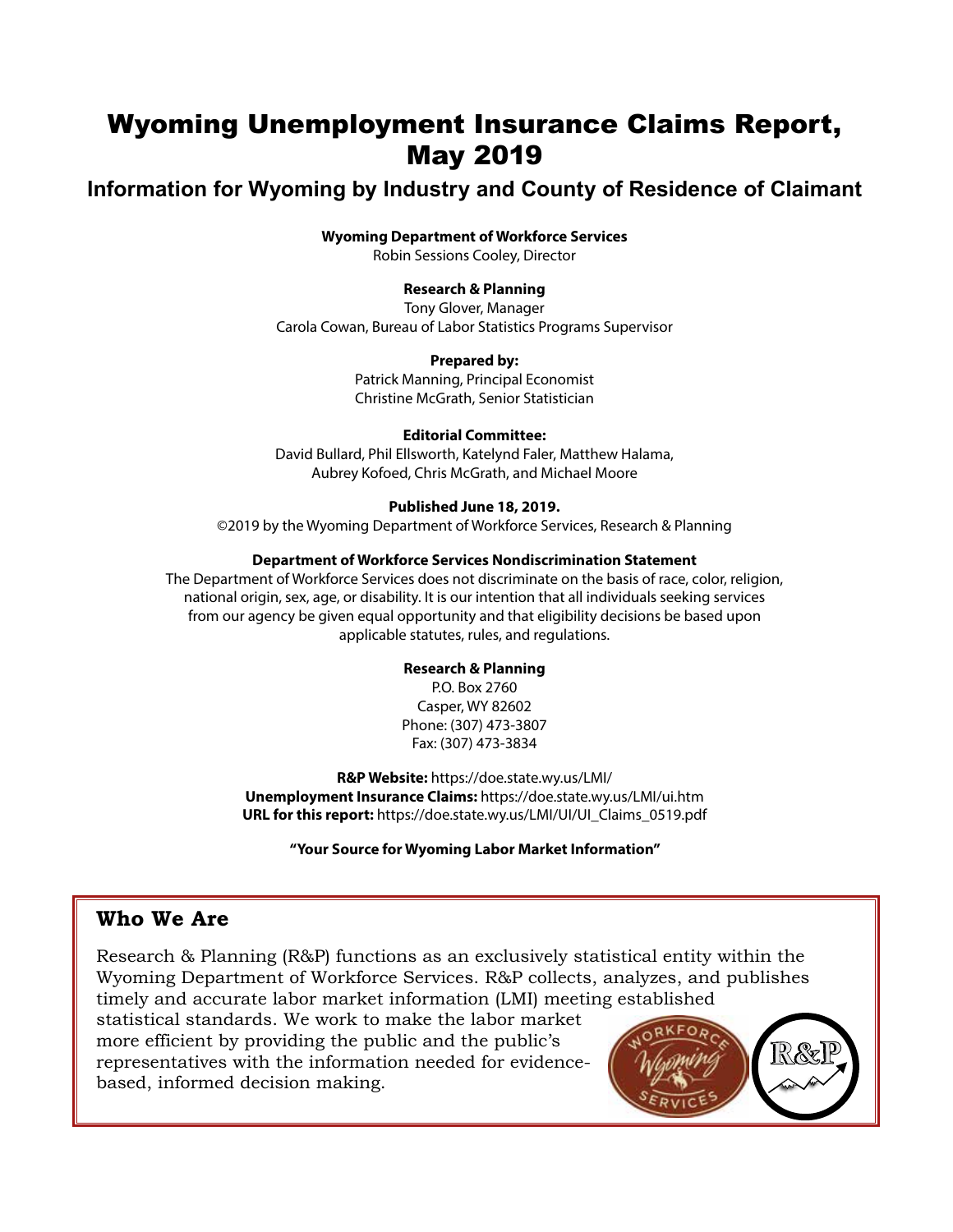# Wyoming Unemployment Insurance Claims Report, May 2019

## Information for Wyoming by Industry and County of Residence of Claimant

**Wyoming Department of Workforce Services**
Robin Sessions Cooley, Director

**Research & Planning**
Tony Glover, Manager
Carola Cowan, Bureau of Labor Statistics Programs Supervisor

**Prepared by:**
Patrick Manning, Principal Economist
Christine McGrath, Senior Statistician

**Editorial Committee:**
David Bullard, Phil Ellsworth, Katelynd Faler, Matthew Halama, Aubrey Kofoed, Chris McGrath, and Michael Moore

**Published June 18, 2019.**
©2019 by the Wyoming Department of Workforce Services, Research & Planning

**Department of Workforce Services Nondiscrimination Statement**
The Department of Workforce Services does not discriminate on the basis of race, color, religion, national origin, sex, age, or disability. It is our intention that all individuals seeking services from our agency be given equal opportunity and that eligibility decisions be based upon applicable statutes, rules, and regulations.

**Research & Planning**
P.O. Box 2760
Casper, WY 82602
Phone: (307) 473-3807
Fax: (307) 473-3834

**R&P Website:** https://doe.state.wy.us/LMI/
**Unemployment Insurance Claims:** https://doe.state.wy.us/LMI/ui.htm
**URL for this report:** https://doe.state.wy.us/LMI/UI/UI_Claims_0519.pdf

**"Your Source for Wyoming Labor Market Information"**

## Who We Are

Research & Planning (R&P) functions as an exclusively statistical entity within the Wyoming Department of Workforce Services. R&P collects, analyzes, and publishes timely and accurate labor market information (LMI) meeting established statistical standards. We work to make the labor market more efficient by providing the public and the public's representatives with the information needed for evidence-based, informed decision making.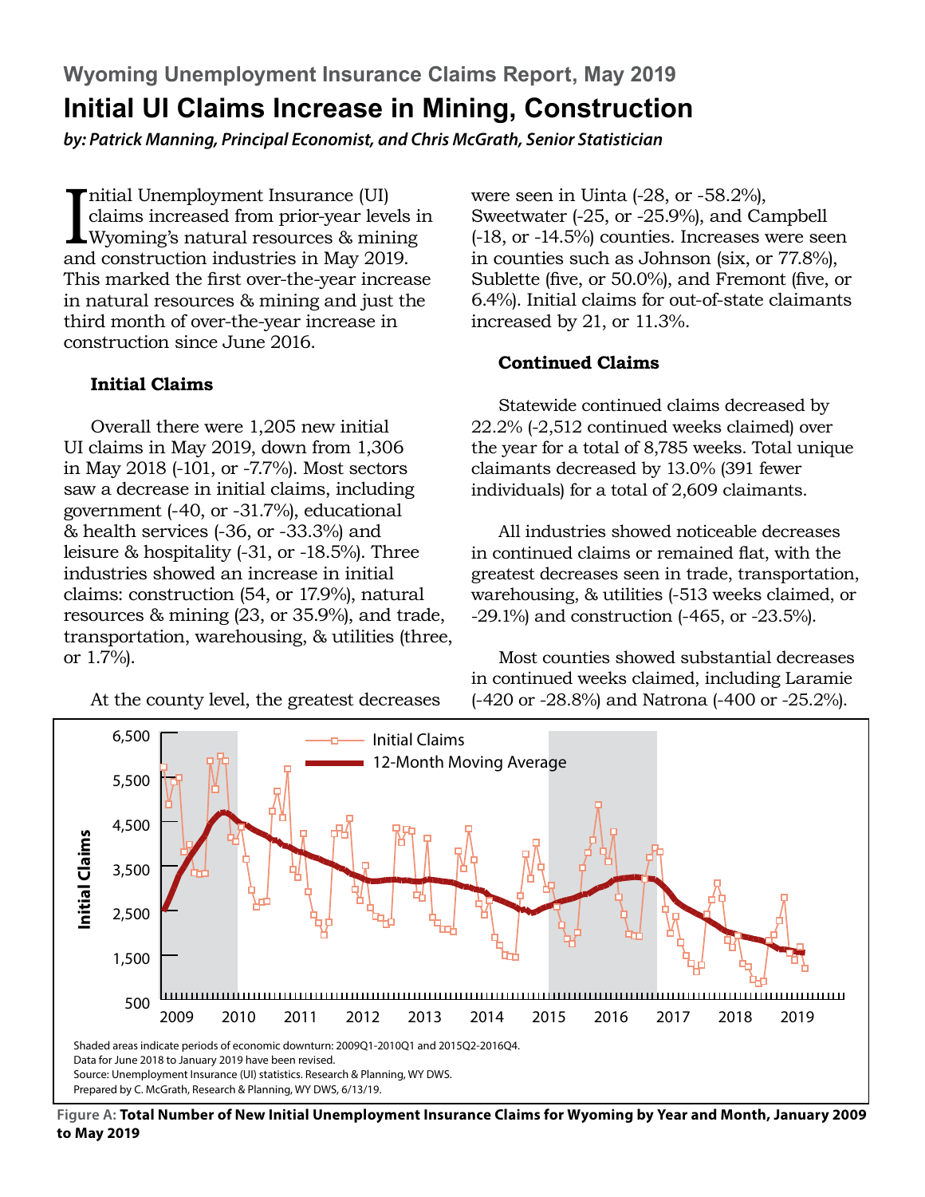## Wyoming Unemployment Insurance Claims Report, May 2019

# Initial UI Claims Increase in Mining, Construction

***by: Patrick Manning, Principal Economist, and Chris McGrath, Senior Statistician***

Initial Unemployment Insurance (UI) claims increased from prior-year levels in Wyoming's natural resources & mining and construction industries in May 2019. This marked the first over-the-year increase in natural resources & mining and just the third month of over-the-year increase in construction since June 2016.

### Initial Claims

Overall there were 1,205 new initial UI claims in May 2019, down from 1,306 in May 2018 (-101, or -7.7%). Most sectors saw a decrease in initial claims, including government (-40, or -31.7%), educational & health services (-36, or -33.3%) and leisure & hospitality (-31, or -18.5%). Three industries showed an increase in initial claims: construction (54, or 17.9%), natural resources & mining (23, or 35.9%), and trade, transportation, warehousing, & utilities (three, or 1.7%).

At the county level, the greatest decreases were seen in Uinta (-28, or -58.2%), Sweetwater (-25, or -25.9%), and Campbell (-18, or -14.5%) counties. Increases were seen in counties such as Johnson (six, or 77.8%), Sublette (five, or 50.0%), and Fremont (five, or 6.4%). Initial claims for out-of-state claimants increased by 21, or 11.3%.

### Continued Claims

Statewide continued claims decreased by 22.2% (-2,512 continued weeks claimed) over the year for a total of 8,785 weeks. Total unique claimants decreased by 13.0% (391 fewer individuals) for a total of 2,609 claimants.

All industries showed noticeable decreases in continued claims or remained flat, with the greatest decreases seen in trade, transportation, warehousing, & utilities (-513 weeks claimed, or -29.1%) and construction (-465, or -23.5%).

Most counties showed substantial decreases in continued weeks claimed, including Laramie (-420 or -28.8%) and Natrona (-400 or -25.2%).

Shaded areas indicate periods of economic downturn: 2009Q1-2010Q1 and 2015Q2-2016Q4.
Data for June 2018 to January 2019 have been revised.
Source: Unemployment Insurance (UI) statistics. Research & Planning, WY DWS.
Prepared by C. McGrath, Research & Planning, WY DWS, 6/13/19.

**Figure A: Total Number of New Initial Unemployment Insurance Claims for Wyoming by Year and Month, January 2009 to May 2019**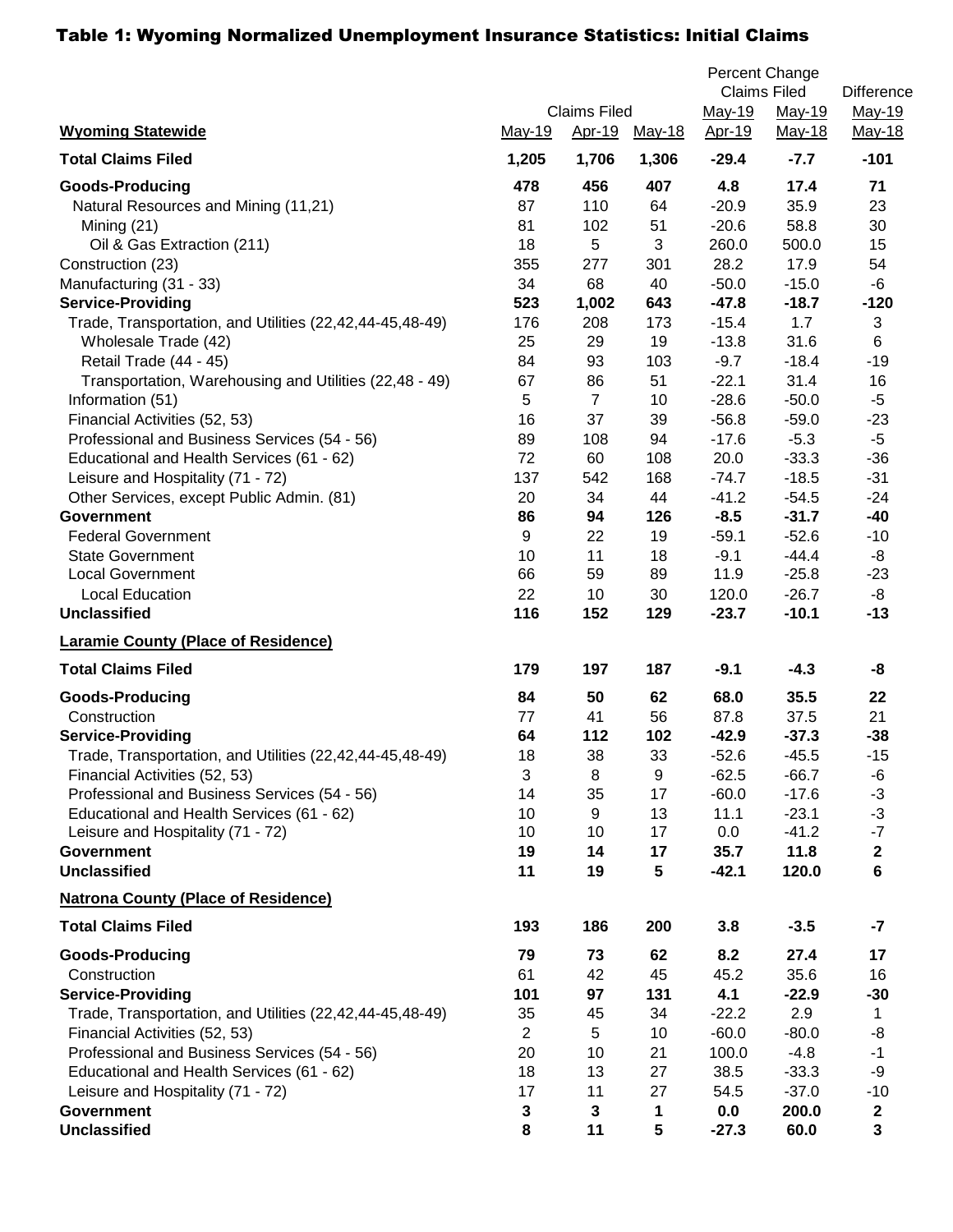# Table 1: Wyoming Normalized Unemployment Insurance Statistics: Initial Claims

| | Claims Filed | | | Percent Change Claims Filed | | Difference |
|---|---|---|---|---|---|---|
| | | | | May-19 | May-19 | May-19 |
| **Wyoming Statewide** | May-19 | Apr-19 | May-18 | Apr-19 | May-18 | May-18 |
| **Total Claims Filed** | **1,205** | **1,706** | **1,306** | **-29.4** | **-7.7** | **-101** |
| **Goods-Producing** | **478** | **456** | **407** | **4.8** | **17.4** | **71** |
| Natural Resources and Mining (11,21) | 87 | 110 | 64 | -20.9 | 35.9 | 23 |
| Mining (21) | 81 | 102 | 51 | -20.6 | 58.8 | 30 |
| Oil & Gas Extraction (211) | 18 | 5 | 3 | 260.0 | 500.0 | 15 |
| Construction (23) | 355 | 277 | 301 | 28.2 | 17.9 | 54 |
| Manufacturing (31 - 33) | 34 | 68 | 40 | -50.0 | -15.0 | -6 |
| **Service-Providing** | **523** | **1,002** | **643** | **-47.8** | **-18.7** | **-120** |
| Trade, Transportation, and Utilities (22,42,44-45,48-49) | 176 | 208 | 173 | -15.4 | 1.7 | 3 |
| Wholesale Trade (42) | 25 | 29 | 19 | -13.8 | 31.6 | 6 |
| Retail Trade (44 - 45) | 84 | 93 | 103 | -9.7 | -18.4 | -19 |
| Transportation, Warehousing and Utilities (22,48 - 49) | 67 | 86 | 51 | -22.1 | 31.4 | 16 |
| Information (51) | 5 | 7 | 10 | -28.6 | -50.0 | -5 |
| Financial Activities (52, 53) | 16 | 37 | 39 | -56.8 | -59.0 | -23 |
| Professional and Business Services (54 - 56) | 89 | 108 | 94 | -17.6 | -5.3 | -5 |
| Educational and Health Services (61 - 62) | 72 | 60 | 108 | 20.0 | -33.3 | -36 |
| Leisure and Hospitality (71 - 72) | 137 | 542 | 168 | -74.7 | -18.5 | -31 |
| Other Services, except Public Admin. (81) | 20 | 34 | 44 | -41.2 | -54.5 | -24 |
| **Government** | **86** | **94** | **126** | **-8.5** | **-31.7** | **-40** |
| Federal Government | 9 | 22 | 19 | -59.1 | -52.6 | -10 |
| State Government | 10 | 11 | 18 | -9.1 | -44.4 | -8 |
| Local Government | 66 | 59 | 89 | 11.9 | -25.8 | -23 |
| Local Education | 22 | 10 | 30 | 120.0 | -26.7 | -8 |
| **Unclassified** | **116** | **152** | **129** | **-23.7** | **-10.1** | **-13** |
| **Laramie County (Place of Residence)** | | | | | | |
| **Total Claims Filed** | **179** | **197** | **187** | **-9.1** | **-4.3** | **-8** |
| **Goods-Producing** | **84** | **50** | **62** | **68.0** | **35.5** | **22** |
| Construction | 77 | 41 | 56 | 87.8 | 37.5 | 21 |
| **Service-Providing** | **64** | **112** | **102** | **-42.9** | **-37.3** | **-38** |
| Trade, Transportation, and Utilities (22,42,44-45,48-49) | 18 | 38 | 33 | -52.6 | -45.5 | -15 |
| Financial Activities (52, 53) | 3 | 8 | 9 | -62.5 | -66.7 | -6 |
| Professional and Business Services (54 - 56) | 14 | 35 | 17 | -60.0 | -17.6 | -3 |
| Educational and Health Services (61 - 62) | 10 | 9 | 13 | 11.1 | -23.1 | -3 |
| Leisure and Hospitality (71 - 72) | 10 | 10 | 17 | 0.0 | -41.2 | -7 |
| **Government** | **19** | **14** | **17** | **35.7** | **11.8** | **2** |
| **Unclassified** | **11** | **19** | **5** | **-42.1** | **120.0** | **6** |
| **Natrona County (Place of Residence)** | | | | | | |
| **Total Claims Filed** | **193** | **186** | **200** | **3.8** | **-3.5** | **-7** |
| **Goods-Producing** | **79** | **73** | **62** | **8.2** | **27.4** | **17** |
| Construction | 61 | 42 | 45 | 45.2 | 35.6 | 16 |
| **Service-Providing** | **101** | **97** | **131** | **4.1** | **-22.9** | **-30** |
| Trade, Transportation, and Utilities (22,42,44-45,48-49) | 35 | 45 | 34 | -22.2 | 2.9 | 1 |
| Financial Activities (52, 53) | 2 | 5 | 10 | -60.0 | -80.0 | -8 |
| Professional and Business Services (54 - 56) | 20 | 10 | 21 | 100.0 | -4.8 | -1 |
| Educational and Health Services (61 - 62) | 18 | 13 | 27 | 38.5 | -33.3 | -9 |
| Leisure and Hospitality (71 - 72) | 17 | 11 | 27 | 54.5 | -37.0 | -10 |
| **Government** | **3** | **3** | **1** | **0.0** | **200.0** | **2** |
| **Unclassified** | **8** | **11** | **5** | **-27.3** | **60.0** | **3** |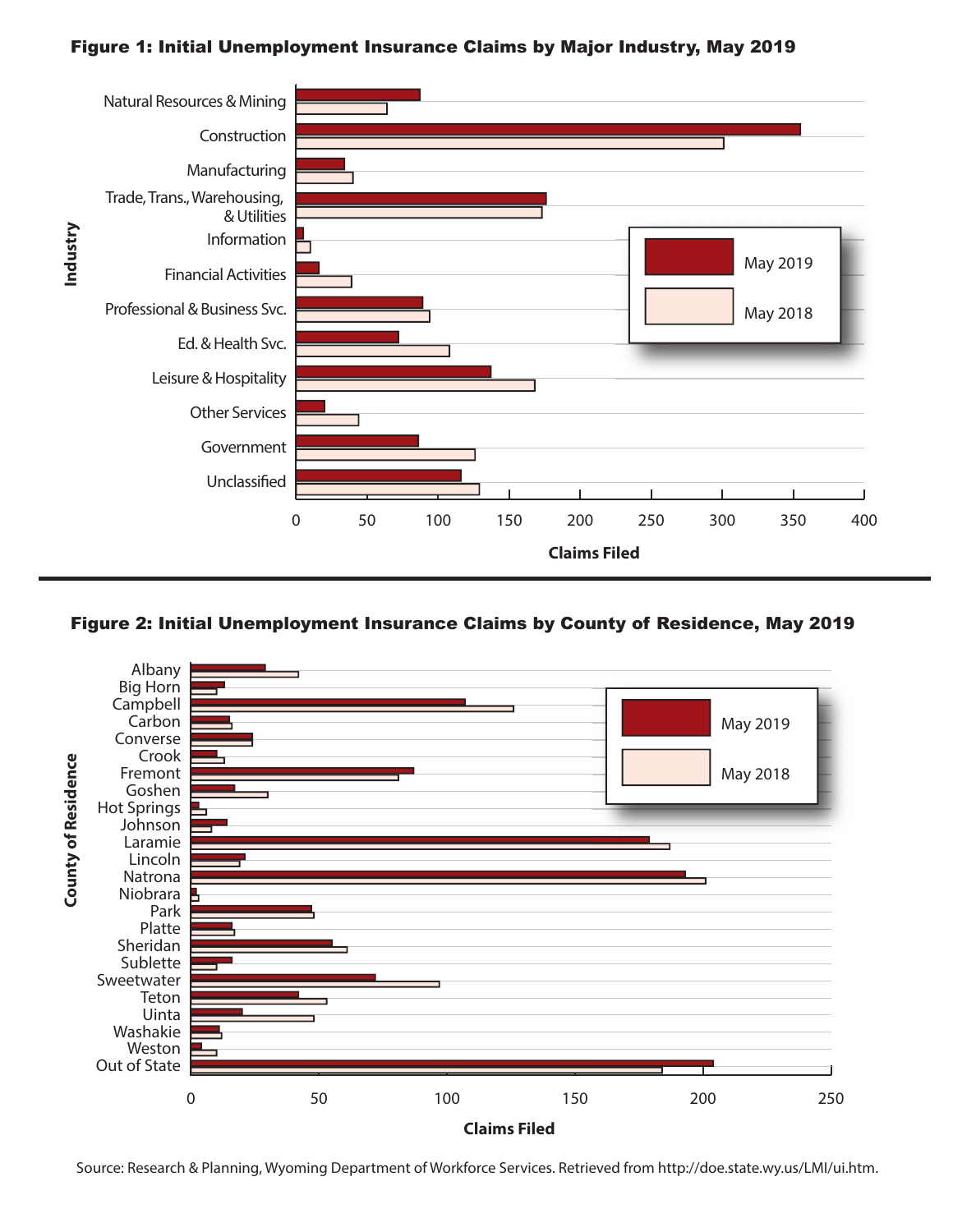**Figure 1: Initial Unemployment Insurance Claims by Major Industry, May 2019**

Industry

- Natural Resources & Mining
- Construction
- Manufacturing
- Trade, Trans., Warehousing, & Utilities
- Information
- Financial Activities
- Professional & Business Svc.
- Ed. & Health Svc.
- Leisure & Hospitality
- Other Services
- Government
- Unclassified

Legend: May 2019, May 2018

Claims Filed: 0, 50, 100, 150, 200, 250, 300, 350, 400

**Figure 2: Initial Unemployment Insurance Claims by County of Residence, May 2019**

County of Residence

- Albany
- Big Horn
- Campbell
- Carbon
- Converse
- Crook
- Fremont
- Goshen
- Hot Springs
- Johnson
- Laramie
- Lincoln
- Natrona
- Niobrara
- Park
- Platte
- Sheridan
- Sublette
- Sweetwater
- Teton
- Uinta
- Washakie
- Weston
- Out of State

Legend: May 2019, May 2018

Claims Filed: 0, 50, 100, 150, 200, 250

Source: Research & Planning, Wyoming Department of Workforce Services. Retrieved from http://doe.state.wy.us/LMI/ui.htm.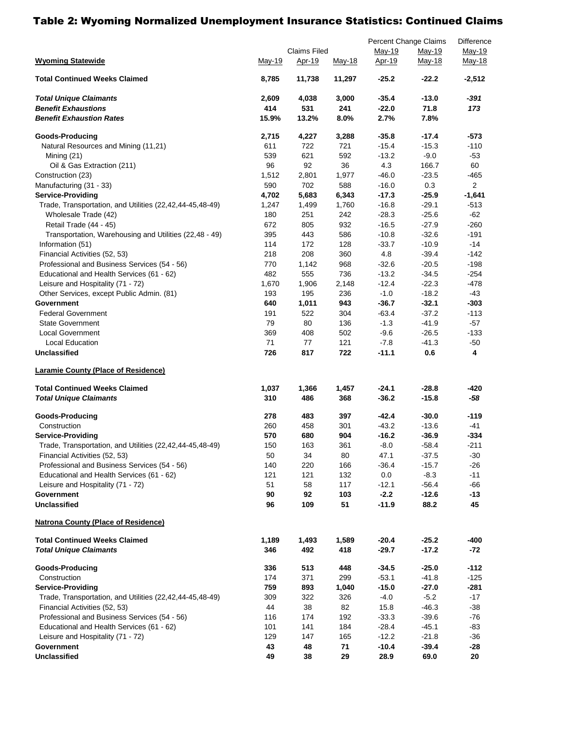# Table 2: Wyoming Normalized Unemployment Insurance Statistics: Continued Claims

| | Claims Filed | | | Percent Change Claims | | Difference |
|---|---|---|---|---|---|---|
| **Wyoming Statewide** | May-19 | Apr-19 | May-18 | May-19 Apr-19 | May-19 May-18 | May-19 May-18 |
| **Total Continued Weeks Claimed** | **8,785** | **11,738** | **11,297** | **-25.2** | **-22.2** | **-2,512** |
| ***Total Unique Claimants*** | **2,609** | **4,038** | **3,000** | **-35.4** | **-13.0** | ***-391*** |
| ***Benefit Exhaustions*** | **414** | **531** | **241** | **-22.0** | **71.8** | ***173*** |
| ***Benefit Exhaustion Rates*** | **15.9%** | **13.2%** | **8.0%** | **2.7%** | **7.8%** | |
| **Goods-Producing** | **2,715** | **4,227** | **3,288** | **-35.8** | **-17.4** | **-573** |
| Natural Resources and Mining (11,21) | 611 | 722 | 721 | -15.4 | -15.3 | -110 |
| Mining (21) | 539 | 621 | 592 | -13.2 | -9.0 | -53 |
| Oil & Gas Extraction (211) | 96 | 92 | 36 | 4.3 | 166.7 | 60 |
| Construction (23) | 1,512 | 2,801 | 1,977 | -46.0 | -23.5 | -465 |
| Manufacturing (31 - 33) | 590 | 702 | 588 | -16.0 | 0.3 | 2 |
| **Service-Providing** | **4,702** | **5,683** | **6,343** | **-17.3** | **-25.9** | **-1,641** |
| Trade, Transportation, and Utilities (22,42,44-45,48-49) | 1,247 | 1,499 | 1,760 | -16.8 | -29.1 | -513 |
| Wholesale Trade (42) | 180 | 251 | 242 | -28.3 | -25.6 | -62 |
| Retail Trade (44 - 45) | 672 | 805 | 932 | -16.5 | -27.9 | -260 |
| Transportation, Warehousing and Utilities (22,48 - 49) | 395 | 443 | 586 | -10.8 | -32.6 | -191 |
| Information (51) | 114 | 172 | 128 | -33.7 | -10.9 | -14 |
| Financial Activities (52, 53) | 218 | 208 | 360 | 4.8 | -39.4 | -142 |
| Professional and Business Services (54 - 56) | 770 | 1,142 | 968 | -32.6 | -20.5 | -198 |
| Educational and Health Services (61 - 62) | 482 | 555 | 736 | -13.2 | -34.5 | -254 |
| Leisure and Hospitality (71 - 72) | 1,670 | 1,906 | 2,148 | -12.4 | -22.3 | -478 |
| Other Services, except Public Admin. (81) | 193 | 195 | 236 | -1.0 | -18.2 | -43 |
| **Government** | **640** | **1,011** | **943** | **-36.7** | **-32.1** | **-303** |
| Federal Government | 191 | 522 | 304 | -63.4 | -37.2 | -113 |
| State Government | 79 | 80 | 136 | -1.3 | -41.9 | -57 |
| Local Government | 369 | 408 | 502 | -9.6 | -26.5 | -133 |
| Local Education | 71 | 77 | 121 | -7.8 | -41.3 | -50 |
| **Unclassified** | **726** | **817** | **722** | **-11.1** | **0.6** | **4** |
| **Laramie County (Place of Residence)** | | | | | | |
| **Total Continued Weeks Claimed** | **1,037** | **1,366** | **1,457** | **-24.1** | **-28.8** | **-420** |
| ***Total Unique Claimants*** | **310** | **486** | **368** | **-36.2** | **-15.8** | ***-58*** |
| **Goods-Producing** | **278** | **483** | **397** | **-42.4** | **-30.0** | **-119** |
| Construction | 260 | 458 | 301 | -43.2 | -13.6 | -41 |
| **Service-Providing** | **570** | **680** | **904** | **-16.2** | **-36.9** | **-334** |
| Trade, Transportation, and Utilities (22,42,44-45,48-49) | 150 | 163 | 361 | -8.0 | -58.4 | -211 |
| Financial Activities (52, 53) | 50 | 34 | 80 | 47.1 | -37.5 | -30 |
| Professional and Business Services (54 - 56) | 140 | 220 | 166 | -36.4 | -15.7 | -26 |
| Educational and Health Services (61 - 62) | 121 | 121 | 132 | 0.0 | -8.3 | -11 |
| Leisure and Hospitality (71 - 72) | 51 | 58 | 117 | -12.1 | -56.4 | -66 |
| **Government** | **90** | **92** | **103** | **-2.2** | **-12.6** | **-13** |
| **Unclassified** | **96** | **109** | **51** | **-11.9** | **88.2** | **45** |
| **Natrona County (Place of Residence)** | | | | | | |
| **Total Continued Weeks Claimed** | **1,189** | **1,493** | **1,589** | **-20.4** | **-25.2** | **-400** |
| ***Total Unique Claimants*** | **346** | **492** | **418** | **-29.7** | **-17.2** | **-72** |
| **Goods-Producing** | **336** | **513** | **448** | **-34.5** | **-25.0** | **-112** |
| Construction | 174 | 371 | 299 | -53.1 | -41.8 | -125 |
| **Service-Providing** | **759** | **893** | **1,040** | **-15.0** | **-27.0** | **-281** |
| Trade, Transportation, and Utilities (22,42,44-45,48-49) | 309 | 322 | 326 | -4.0 | -5.2 | -17 |
| Financial Activities (52, 53) | 44 | 38 | 82 | 15.8 | -46.3 | -38 |
| Professional and Business Services (54 - 56) | 116 | 174 | 192 | -33.3 | -39.6 | -76 |
| Educational and Health Services (61 - 62) | 101 | 141 | 184 | -28.4 | -45.1 | -83 |
| Leisure and Hospitality (71 - 72) | 129 | 147 | 165 | -12.2 | -21.8 | -36 |
| **Government** | **43** | **48** | **71** | **-10.4** | **-39.4** | **-28** |
| **Unclassified** | **49** | **38** | **29** | **28.9** | **69.0** | **20** |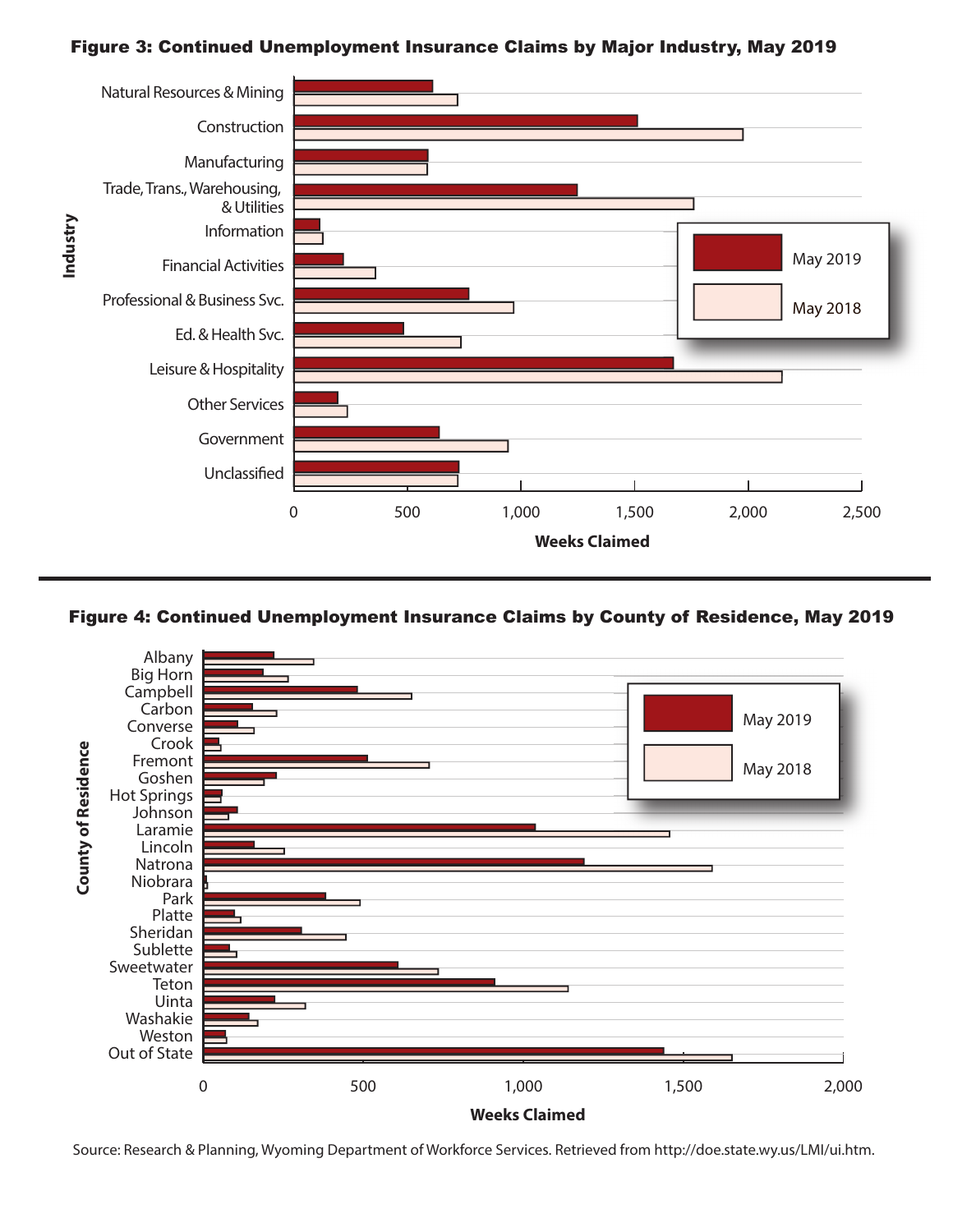**Figure 3: Continued Unemployment Insurance Claims by Major Industry, May 2019**

**Figure 4: Continued Unemployment Insurance Claims by County of Residence, May 2019**

Source: Research & Planning, Wyoming Department of Workforce Services. Retrieved from http://doe.state.wy.us/LMI/ui.htm.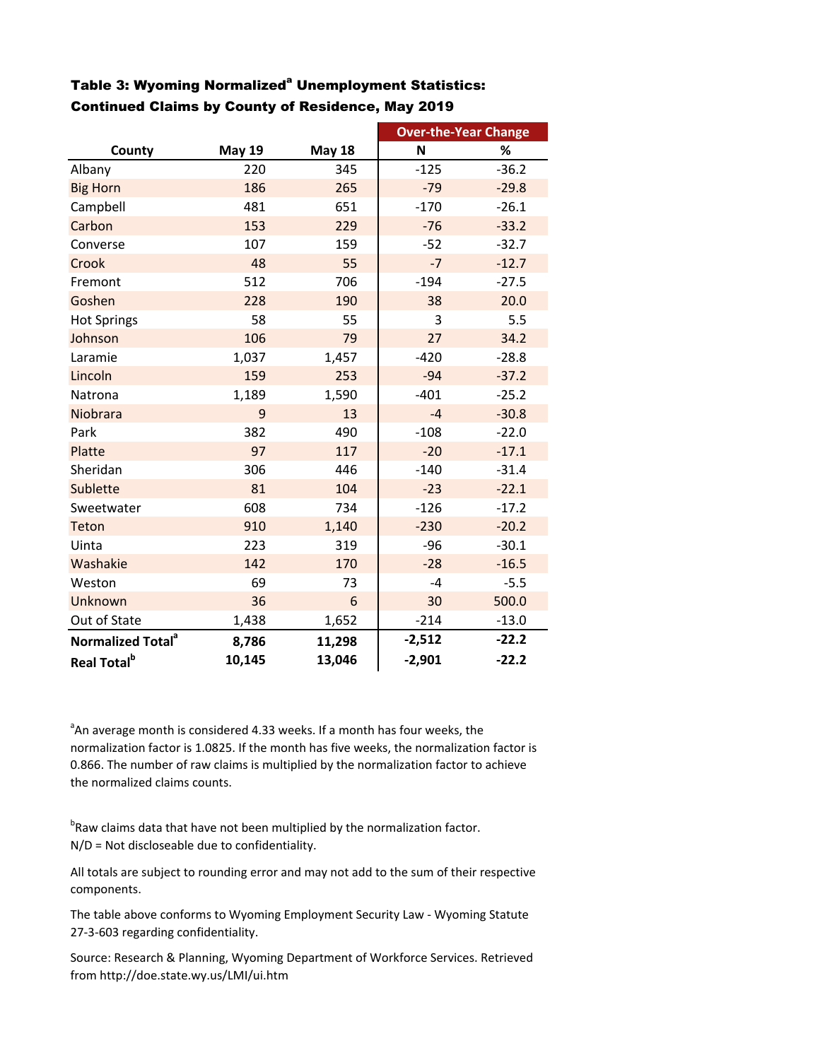**Table 3: Wyoming Normalized[a] Unemployment Statistics: Continued Claims by County of Residence, May 2019**

| County | May 19 | May 18 | Over-the-Year Change | |
|---|---|---|---|---|
| | | | N | % |
| Albany | 220 | 345 | -125 | -36.2 |
| Big Horn | 186 | 265 | -79 | -29.8 |
| Campbell | 481 | 651 | -170 | -26.1 |
| Carbon | 153 | 229 | -76 | -33.2 |
| Converse | 107 | 159 | -52 | -32.7 |
| Crook | 48 | 55 | -7 | -12.7 |
| Fremont | 512 | 706 | -194 | -27.5 |
| Goshen | 228 | 190 | 38 | 20.0 |
| Hot Springs | 58 | 55 | 3 | 5.5 |
| Johnson | 106 | 79 | 27 | 34.2 |
| Laramie | 1,037 | 1,457 | -420 | -28.8 |
| Lincoln | 159 | 253 | -94 | -37.2 |
| Natrona | 1,189 | 1,590 | -401 | -25.2 |
| Niobrara | 9 | 13 | -4 | -30.8 |
| Park | 382 | 490 | -108 | -22.0 |
| Platte | 97 | 117 | -20 | -17.1 |
| Sheridan | 306 | 446 | -140 | -31.4 |
| Sublette | 81 | 104 | -23 | -22.1 |
| Sweetwater | 608 | 734 | -126 | -17.2 |
| Teton | 910 | 1,140 | -230 | -20.2 |
| Uinta | 223 | 319 | -96 | -30.1 |
| Washakie | 142 | 170 | -28 | -16.5 |
| Weston | 69 | 73 | -4 | -5.5 |
| Unknown | 36 | 6 | 30 | 500.0 |
| Out of State | 1,438 | 1,652 | -214 | -13.0 |
| **Normalized Total[a]** | **8,786** | **11,298** | **-2,512** | **-22.2** |
| **Real Total[b]** | **10,145** | **13,046** | **-2,901** | **-22.2** |

[a]An average month is considered 4.33 weeks. If a month has four weeks, the normalization factor is 1.0825. If the month has five weeks, the normalization factor is 0.866. The number of raw claims is multiplied by the normalization factor to achieve the normalized claims counts.

[b]Raw claims data that have not been multiplied by the normalization factor.
N/D = Not discloseable due to confidentiality.

All totals are subject to rounding error and may not add to the sum of their respective components.

The table above conforms to Wyoming Employment Security Law - Wyoming Statute 27-3-603 regarding confidentiality.

Source: Research & Planning, Wyoming Department of Workforce Services. Retrieved from http://doe.state.wy.us/LMI/ui.htm